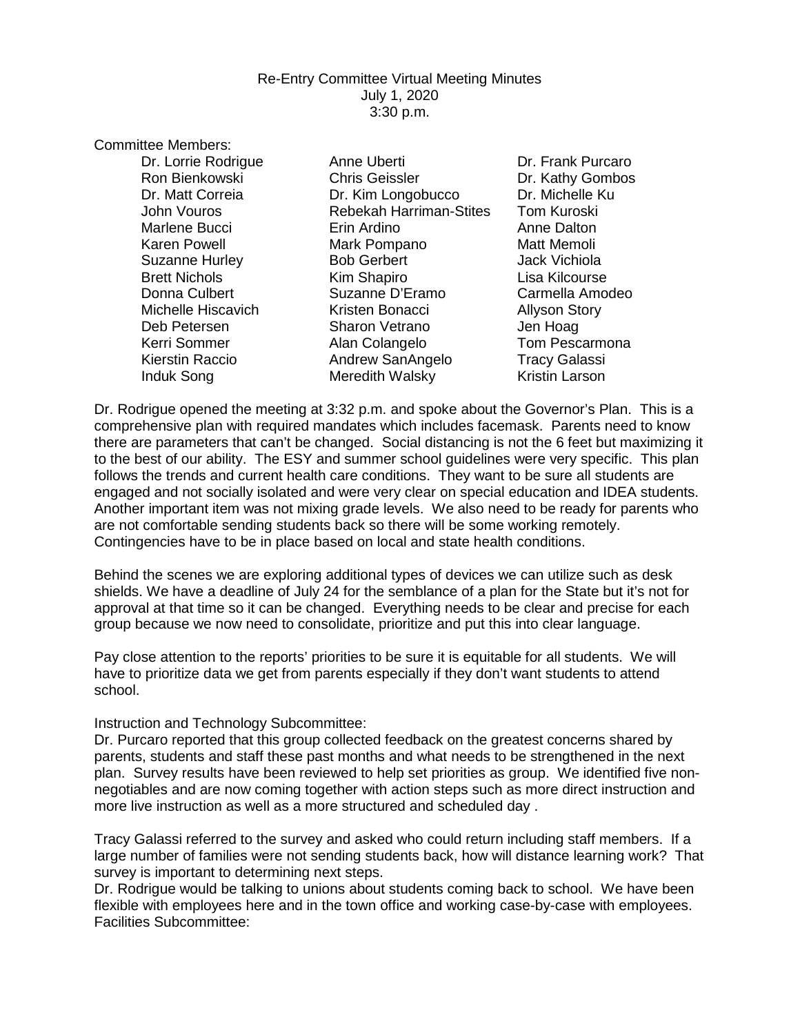Re-Entry Committee Virtual Meeting Minutes
July 1, 2020
3:30 p.m.

Committee Members:

| | | |
|---|---|---|
| Dr. Lorrie Rodrigue | Anne Uberti | Dr. Frank Purcaro |
| Ron Bienkowski | Chris Geissler | Dr. Kathy Gombos |
| Dr. Matt Correia | Dr. Kim Longobucco | Dr. Michelle Ku |
| John Vouros | Rebekah Harriman-Stites | Tom Kuroski |
| Marlene Bucci | Erin Ardino | Anne Dalton |
| Karen Powell | Mark Pompano | Matt Memoli |
| Suzanne Hurley | Bob Gerbert | Jack Vichiola |
| Brett Nichols | Kim Shapiro | Lisa Kilcourse |
| Donna Culbert | Suzanne D'Eramo | Carmella Amodeo |
| Michelle Hiscavich | Kristen Bonacci | Allyson Story |
| Deb Petersen | Sharon Vetrano | Jen Hoag |
| Kerri Sommer | Alan Colangelo | Tom Pescarmona |
| Kierstin Raccio | Andrew SanAngelo | Tracy Galassi |
| Induk Song | Meredith Walsky | Kristin Larson |

Dr. Rodrigue opened the meeting at 3:32 p.m. and spoke about the Governor's Plan. This is a comprehensive plan with required mandates which includes facemask. Parents need to know there are parameters that can't be changed. Social distancing is not the 6 feet but maximizing it to the best of our ability. The ESY and summer school guidelines were very specific. This plan follows the trends and current health care conditions. They want to be sure all students are engaged and not socially isolated and were very clear on special education and IDEA students. Another important item was not mixing grade levels. We also need to be ready for parents who are not comfortable sending students back so there will be some working remotely. Contingencies have to be in place based on local and state health conditions.

Behind the scenes we are exploring additional types of devices we can utilize such as desk shields. We have a deadline of July 24 for the semblance of a plan for the State but it's not for approval at that time so it can be changed. Everything needs to be clear and precise for each group because we now need to consolidate, prioritize and put this into clear language.

Pay close attention to the reports' priorities to be sure it is equitable for all students. We will have to prioritize data we get from parents especially if they don't want students to attend school.

Instruction and Technology Subcommittee:
Dr. Purcaro reported that this group collected feedback on the greatest concerns shared by parents, students and staff these past months and what needs to be strengthened in the next plan. Survey results have been reviewed to help set priorities as group. We identified five non-negotiables and are now coming together with action steps such as more direct instruction and more live instruction as well as a more structured and scheduled day .

Tracy Galassi referred to the survey and asked who could return including staff members. If a large number of families were not sending students back, how will distance learning work? That survey is important to determining next steps.
Dr. Rodrigue would be talking to unions about students coming back to school. We have been flexible with employees here and in the town office and working case-by-case with employees.
Facilities Subcommittee: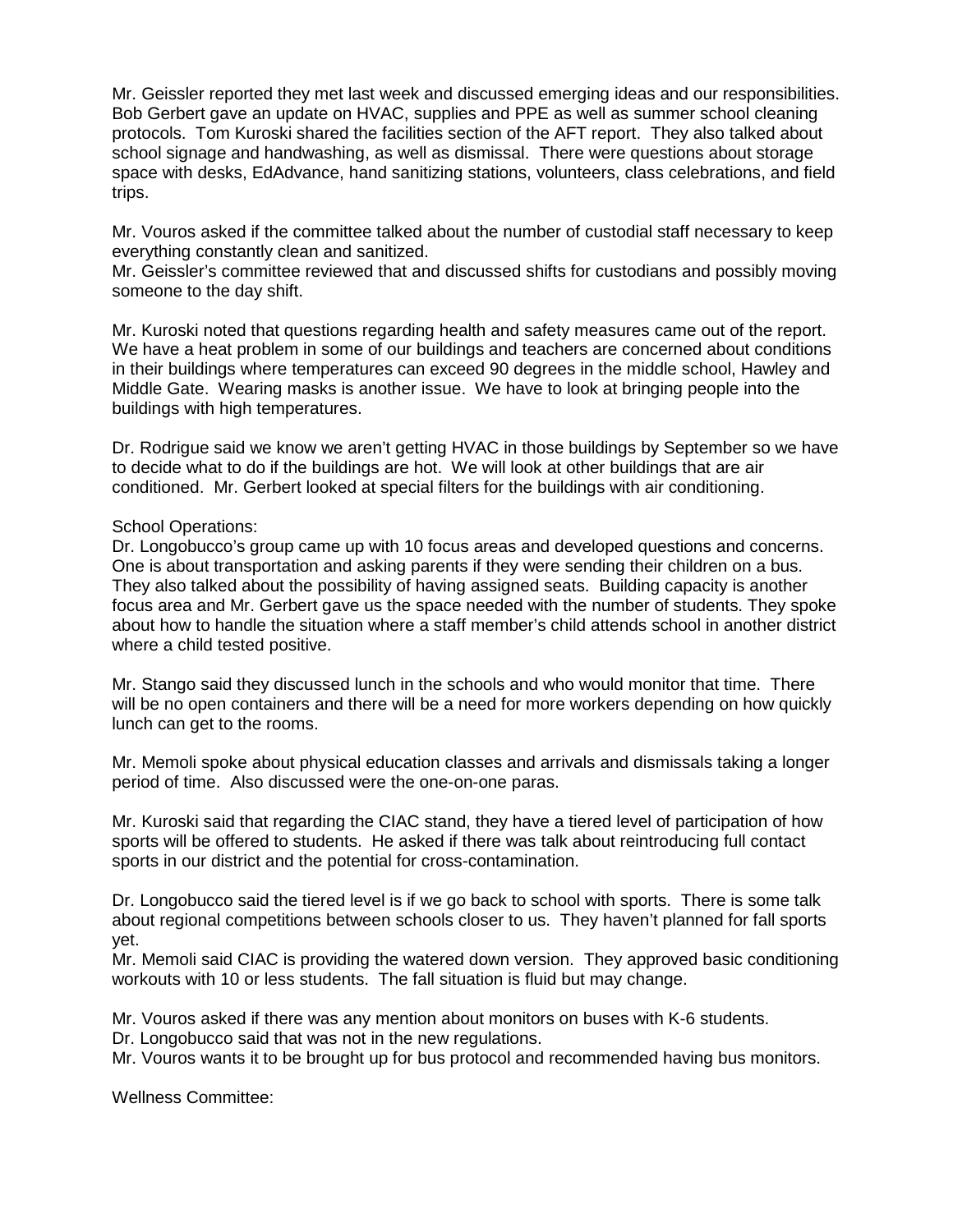Mr. Geissler reported they met last week and discussed emerging ideas and our responsibilities. Bob Gerbert gave an update on HVAC, supplies and PPE as well as summer school cleaning protocols. Tom Kuroski shared the facilities section of the AFT report. They also talked about school signage and handwashing, as well as dismissal. There were questions about storage space with desks, EdAdvance, hand sanitizing stations, volunteers, class celebrations, and field trips.

Mr. Vouros asked if the committee talked about the number of custodial staff necessary to keep everything constantly clean and sanitized.
Mr. Geissler's committee reviewed that and discussed shifts for custodians and possibly moving someone to the day shift.

Mr. Kuroski noted that questions regarding health and safety measures came out of the report. We have a heat problem in some of our buildings and teachers are concerned about conditions in their buildings where temperatures can exceed 90 degrees in the middle school, Hawley and Middle Gate. Wearing masks is another issue. We have to look at bringing people into the buildings with high temperatures.

Dr. Rodrigue said we know we aren't getting HVAC in those buildings by September so we have to decide what to do if the buildings are hot. We will look at other buildings that are air conditioned. Mr. Gerbert looked at special filters for the buildings with air conditioning.

School Operations:
Dr. Longobucco's group came up with 10 focus areas and developed questions and concerns. One is about transportation and asking parents if they were sending their children on a bus. They also talked about the possibility of having assigned seats. Building capacity is another focus area and Mr. Gerbert gave us the space needed with the number of students. They spoke about how to handle the situation where a staff member's child attends school in another district where a child tested positive.

Mr. Stango said they discussed lunch in the schools and who would monitor that time. There will be no open containers and there will be a need for more workers depending on how quickly lunch can get to the rooms.

Mr. Memoli spoke about physical education classes and arrivals and dismissals taking a longer period of time. Also discussed were the one-on-one paras.

Mr. Kuroski said that regarding the CIAC stand, they have a tiered level of participation of how sports will be offered to students. He asked if there was talk about reintroducing full contact sports in our district and the potential for cross-contamination.

Dr. Longobucco said the tiered level is if we go back to school with sports. There is some talk about regional competitions between schools closer to us. They haven't planned for fall sports yet.
Mr. Memoli said CIAC is providing the watered down version. They approved basic conditioning workouts with 10 or less students. The fall situation is fluid but may change.

Mr. Vouros asked if there was any mention about monitors on buses with K-6 students.
Dr. Longobucco said that was not in the new regulations.
Mr. Vouros wants it to be brought up for bus protocol and recommended having bus monitors.

Wellness Committee: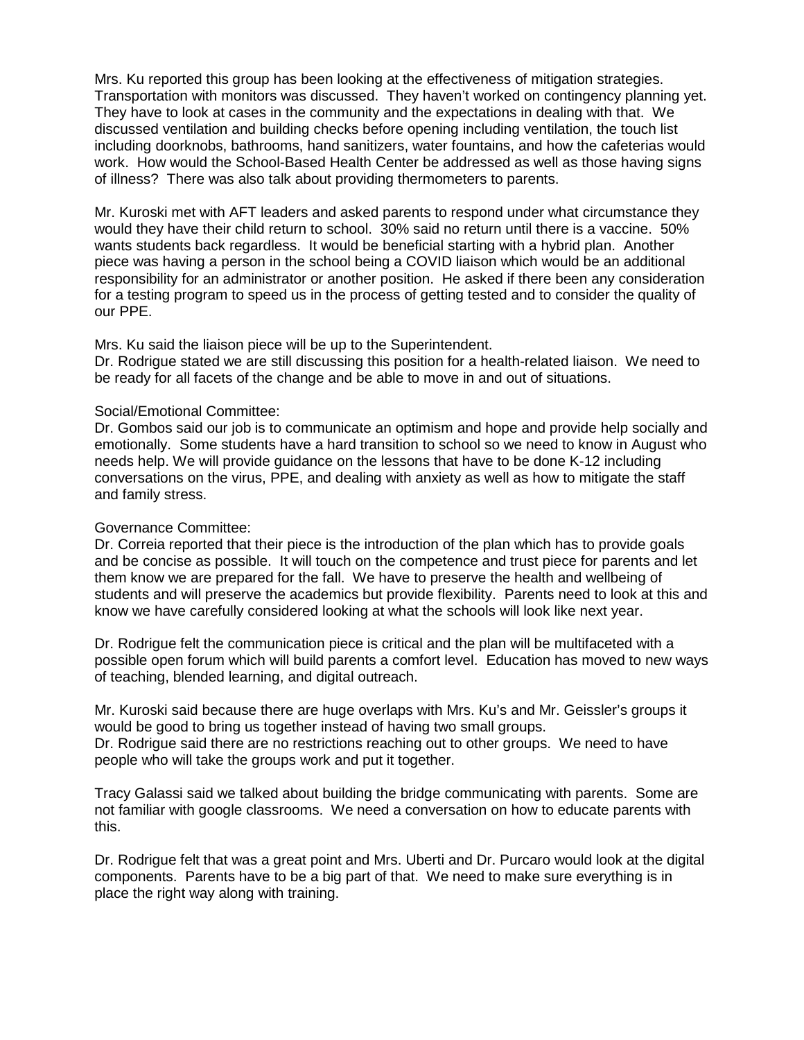Mrs. Ku reported this group has been looking at the effectiveness of mitigation strategies. Transportation with monitors was discussed. They haven't worked on contingency planning yet. They have to look at cases in the community and the expectations in dealing with that. We discussed ventilation and building checks before opening including ventilation, the touch list including doorknobs, bathrooms, hand sanitizers, water fountains, and how the cafeterias would work. How would the School-Based Health Center be addressed as well as those having signs of illness? There was also talk about providing thermometers to parents.

Mr. Kuroski met with AFT leaders and asked parents to respond under what circumstance they would they have their child return to school. 30% said no return until there is a vaccine. 50% wants students back regardless. It would be beneficial starting with a hybrid plan. Another piece was having a person in the school being a COVID liaison which would be an additional responsibility for an administrator or another position. He asked if there been any consideration for a testing program to speed us in the process of getting tested and to consider the quality of our PPE.

Mrs. Ku said the liaison piece will be up to the Superintendent.
Dr. Rodrigue stated we are still discussing this position for a health-related liaison. We need to be ready for all facets of the change and be able to move in and out of situations.

Social/Emotional Committee:
Dr. Gombos said our job is to communicate an optimism and hope and provide help socially and emotionally. Some students have a hard transition to school so we need to know in August who needs help. We will provide guidance on the lessons that have to be done K-12 including conversations on the virus, PPE, and dealing with anxiety as well as how to mitigate the staff and family stress.

Governance Committee:
Dr. Correia reported that their piece is the introduction of the plan which has to provide goals and be concise as possible. It will touch on the competence and trust piece for parents and let them know we are prepared for the fall. We have to preserve the health and wellbeing of students and will preserve the academics but provide flexibility. Parents need to look at this and know we have carefully considered looking at what the schools will look like next year.

Dr. Rodrigue felt the communication piece is critical and the plan will be multifaceted with a possible open forum which will build parents a comfort level. Education has moved to new ways of teaching, blended learning, and digital outreach.

Mr. Kuroski said because there are huge overlaps with Mrs. Ku's and Mr. Geissler's groups it would be good to bring us together instead of having two small groups.
Dr. Rodrigue said there are no restrictions reaching out to other groups. We need to have people who will take the groups work and put it together.

Tracy Galassi said we talked about building the bridge communicating with parents. Some are not familiar with google classrooms. We need a conversation on how to educate parents with this.

Dr. Rodrigue felt that was a great point and Mrs. Uberti and Dr. Purcaro would look at the digital components. Parents have to be a big part of that. We need to make sure everything is in place the right way along with training.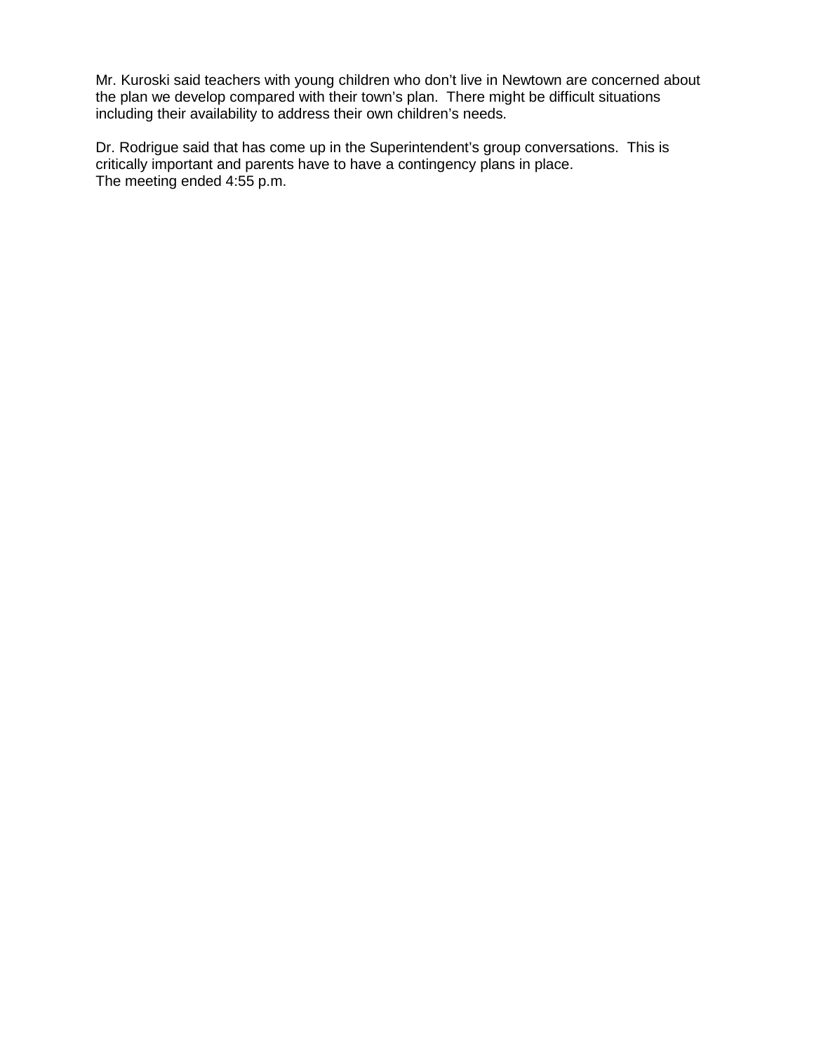Mr. Kuroski said teachers with young children who don't live in Newtown are concerned about the plan we develop compared with their town's plan. There might be difficult situations including their availability to address their own children's needs.

Dr. Rodrigue said that has come up in the Superintendent's group conversations. This is critically important and parents have to have a contingency plans in place.
The meeting ended 4:55 p.m.